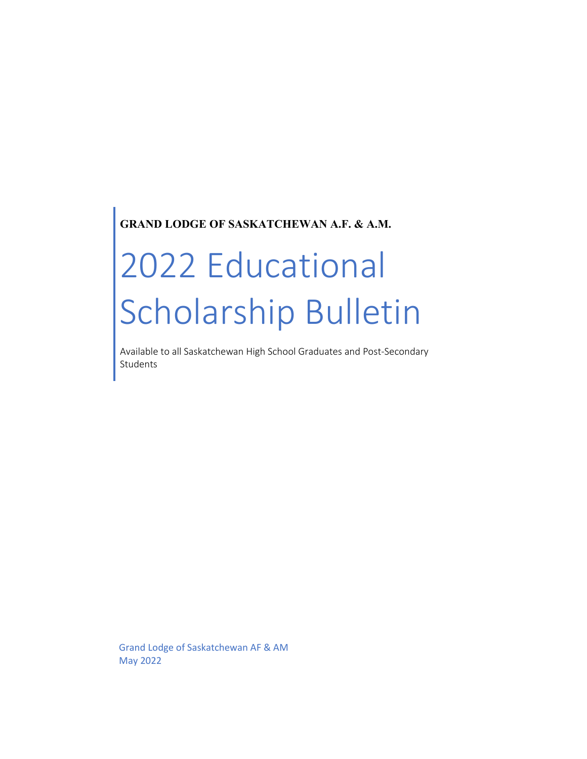**GRAND LODGE OF SASKATCHEWAN A.F. & A.M.**

# 2022 Educational Scholarship Bulletin

Available to all Saskatchewan High School Graduates and Post-Secondary Students

Grand Lodge of Saskatchewan AF & AM
May 2022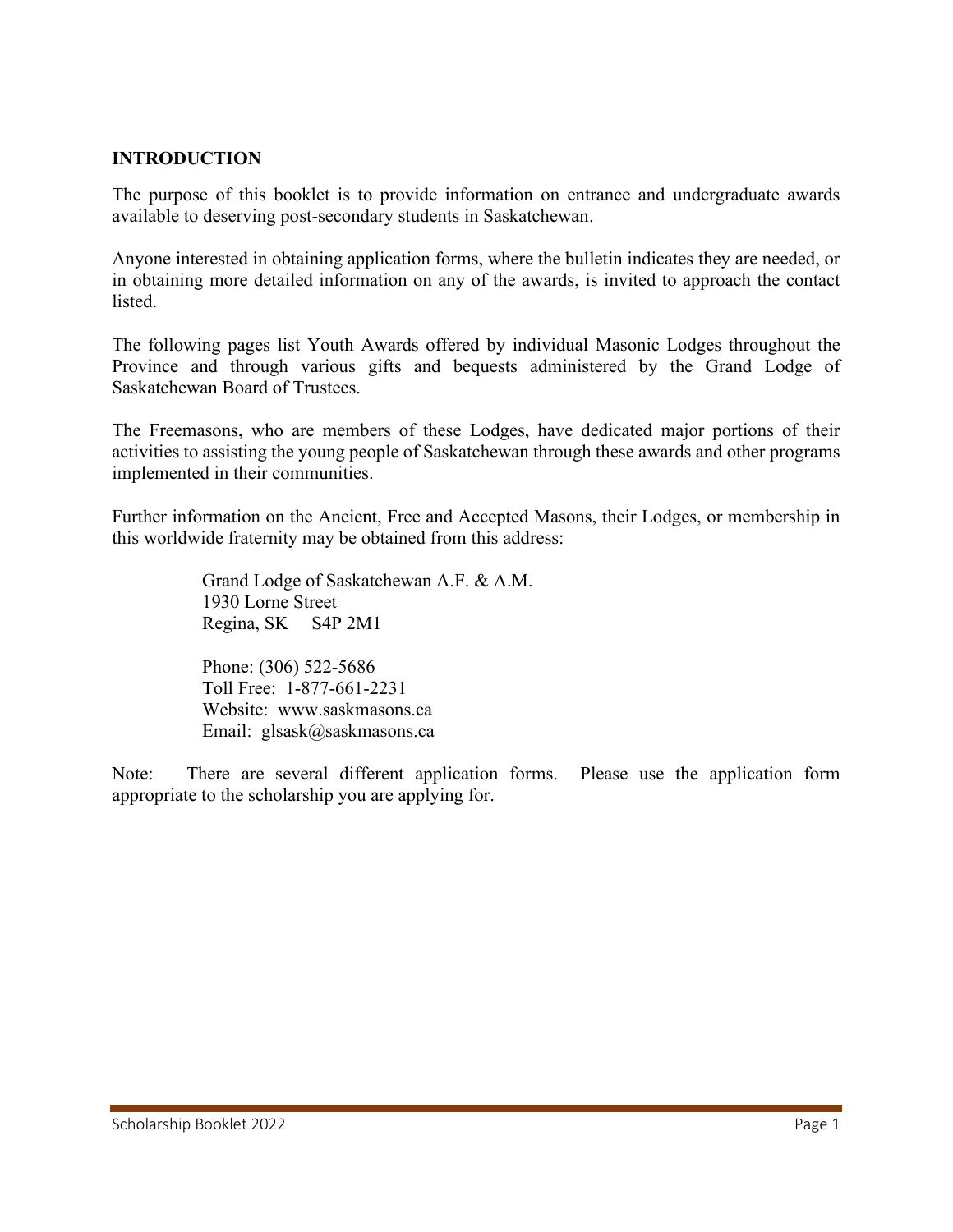## INTRODUCTION

The purpose of this booklet is to provide information on entrance and undergraduate awards available to deserving post-secondary students in Saskatchewan.

Anyone interested in obtaining application forms, where the bulletin indicates they are needed, or in obtaining more detailed information on any of the awards, is invited to approach the contact listed.

The following pages list Youth Awards offered by individual Masonic Lodges throughout the Province and through various gifts and bequests administered by the Grand Lodge of Saskatchewan Board of Trustees.

The Freemasons, who are members of these Lodges, have dedicated major portions of their activities to assisting the young people of Saskatchewan through these awards and other programs implemented in their communities.

Further information on the Ancient, Free and Accepted Masons, their Lodges, or membership in this worldwide fraternity may be obtained from this address:

> Grand Lodge of Saskatchewan A.F. & A.M.
> 1930 Lorne Street
> Regina, SK S4P 2M1
>
> Phone: (306) 522-5686
> Toll Free: 1-877-661-2231
> Website: www.saskmasons.ca
> Email: glsask@saskmasons.ca

Note: There are several different application forms. Please use the application form appropriate to the scholarship you are applying for.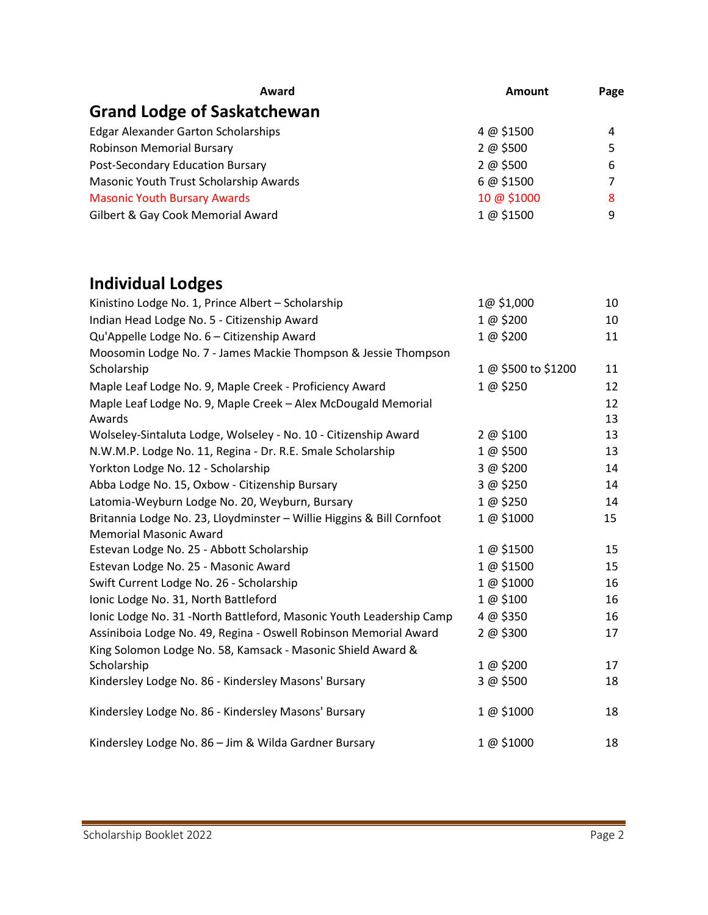| Award | Amount | Page |
|---|---|---|
| **Grand Lodge of Saskatchewan** | | |
| Edgar Alexander Garton Scholarships | 4 @ $1500 | 4 |
| Robinson Memorial Bursary | 2 @ $500 | 5 |
| Post-Secondary Education Bursary | 2 @ $500 | 6 |
| Masonic Youth Trust Scholarship Awards | 6 @ $1500 | 7 |
| Masonic Youth Bursary Awards | 10 @ $1000 | 8 |
| Gilbert & Gay Cook Memorial Award | 1 @ $1500 | 9 |
| **Individual Lodges** | | |
| Kinistino Lodge No. 1, Prince Albert – Scholarship | 1@ $1,000 | 10 |
| Indian Head Lodge No. 5 - Citizenship Award | 1 @ $200 | 10 |
| Qu'Appelle Lodge No. 6 – Citizenship Award | 1 @ $200 | 11 |
| Moosomin Lodge No. 7 - James Mackie Thompson & Jessie Thompson Scholarship | 1 @ $500 to $1200 | 11 |
| Maple Leaf Lodge No. 9, Maple Creek - Proficiency Award | 1 @ $250 | 12 |
| Maple Leaf Lodge No. 9, Maple Creek – Alex McDougald Memorial Awards | | 12 13 |
| Wolseley-Sintaluta Lodge, Wolseley - No. 10 - Citizenship Award | 2 @ $100 | 13 |
| N.W.M.P. Lodge No. 11, Regina - Dr. R.E. Smale Scholarship | 1 @ $500 | 13 |
| Yorkton Lodge No. 12 - Scholarship | 3 @ $200 | 14 |
| Abba Lodge No. 15, Oxbow - Citizenship Bursary | 3 @ $250 | 14 |
| Latomia-Weyburn Lodge No. 20, Weyburn, Bursary | 1 @ $250 | 14 |
| Britannia Lodge No. 23, Lloydminster – Willie Higgins & Bill Cornfoot Memorial Masonic Award | 1 @ $1000 | 15 |
| Estevan Lodge No. 25 - Abbott Scholarship | 1 @ $1500 | 15 |
| Estevan Lodge No. 25 - Masonic Award | 1 @ $1500 | 15 |
| Swift Current Lodge No. 26 - Scholarship | 1 @ $1000 | 16 |
| Ionic Lodge No. 31, North Battleford | 1 @ $100 | 16 |
| Ionic Lodge No. 31 -North Battleford, Masonic Youth Leadership Camp | 4 @ $350 | 16 |
| Assiniboia Lodge No. 49, Regina - Oswell Robinson Memorial Award | 2 @ $300 | 17 |
| King Solomon Lodge No. 58, Kamsack - Masonic Shield Award & Scholarship | 1 @ $200 | 17 |
| Kindersley Lodge No. 86 - Kindersley Masons' Bursary | 3 @ $500 | 18 |
| Kindersley Lodge No. 86 - Kindersley Masons' Bursary | 1 @ $1000 | 18 |
| Kindersley Lodge No. 86 – Jim & Wilda Gardner Bursary | 1 @ $1000 | 18 |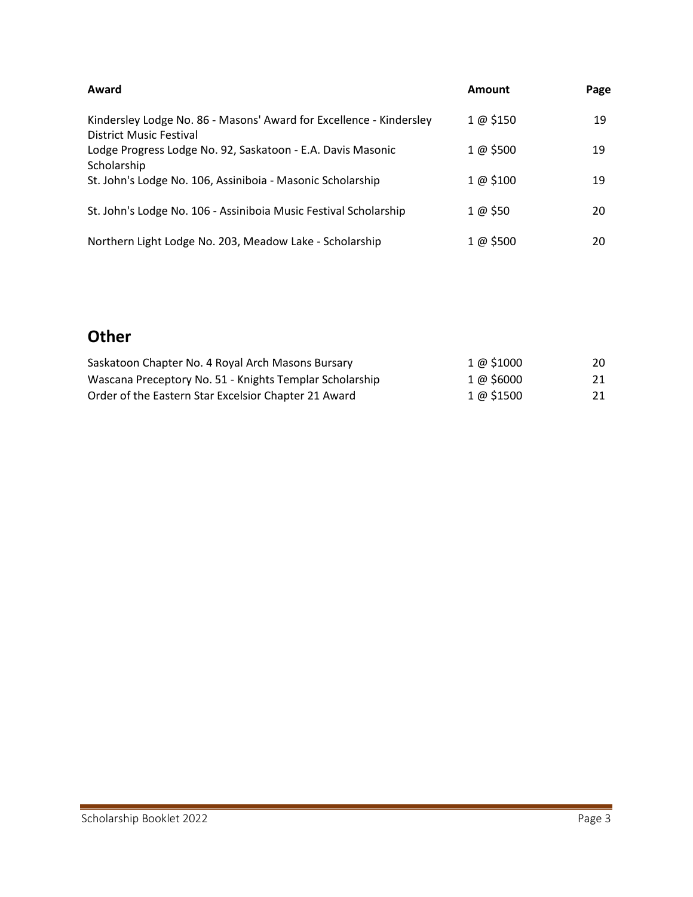| Award | Amount | Page |
|---|---|---|
| Kindersley Lodge No. 86 - Masons' Award for Excellence - Kindersley District Music Festival | 1 @ $150 | 19 |
| Lodge Progress Lodge No. 92, Saskatoon - E.A. Davis Masonic Scholarship | 1 @ $500 | 19 |
| St. John's Lodge No. 106, Assiniboia - Masonic Scholarship | 1 @ $100 | 19 |
| St. John's Lodge No. 106 - Assiniboia Music Festival Scholarship | 1 @ $50 | 20 |
| Northern Light Lodge No. 203, Meadow Lake - Scholarship | 1 @ $500 | 20 |

## Other

| Award | Amount | Page |
|---|---|---|
| Saskatoon Chapter No. 4 Royal Arch Masons Bursary | 1 @ $1000 | 20 |
| Wascana Preceptory No. 51 - Knights Templar Scholarship | 1 @ $6000 | 21 |
| Order of the Eastern Star Excelsior Chapter 21 Award | 1 @ $1500 | 21 |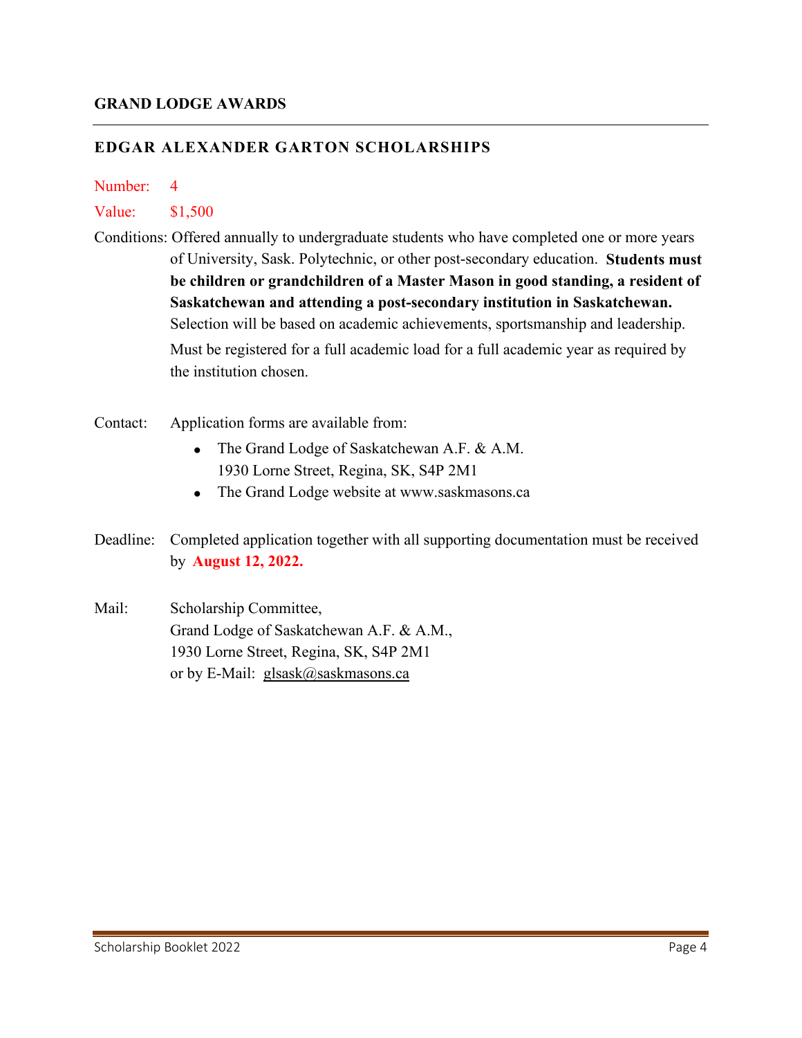## GRAND LODGE AWARDS

---

### EDGAR ALEXANDER GARTON SCHOLARSHIPS

Number: 4

Value: $1,500

Conditions: Offered annually to undergraduate students who have completed one or more years of University, Sask. Polytechnic, or other post-secondary education. **Students must be children or grandchildren of a Master Mason in good standing, a resident of Saskatchewan and attending a post-secondary institution in Saskatchewan.** Selection will be based on academic achievements, sportsmanship and leadership. Must be registered for a full academic load for a full academic year as required by the institution chosen.

Contact: Application forms are available from:

- The Grand Lodge of Saskatchewan A.F. & A.M.
  1930 Lorne Street, Regina, SK, S4P 2M1
- The Grand Lodge website at www.saskmasons.ca

Deadline: Completed application together with all supporting documentation must be received by **August 12, 2022.**

Mail: Scholarship Committee,
Grand Lodge of Saskatchewan A.F. & A.M.,
1930 Lorne Street, Regina, SK, S4P 2M1
or by E-Mail: glsask@saskmasons.ca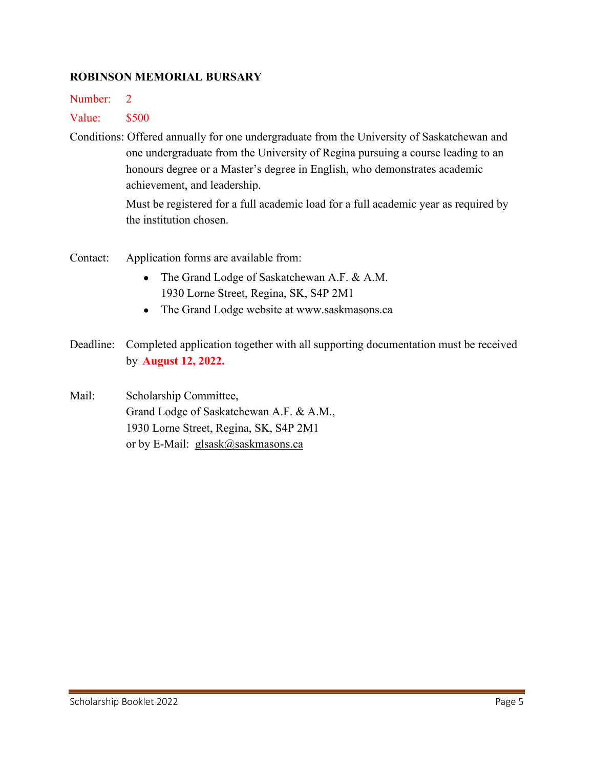**ROBINSON MEMORIAL BURSARY**

Number: 2

Value: $500

Conditions: Offered annually for one undergraduate from the University of Saskatchewan and one undergraduate from the University of Regina pursuing a course leading to an honours degree or a Master's degree in English, who demonstrates academic achievement, and leadership.

Must be registered for a full academic load for a full academic year as required by the institution chosen.

Contact: Application forms are available from:

- The Grand Lodge of Saskatchewan A.F. & A.M.
  1930 Lorne Street, Regina, SK, S4P 2M1
- The Grand Lodge website at www.saskmasons.ca

Deadline: Completed application together with all supporting documentation must be received by **August 12, 2022.**

Mail: Scholarship Committee,
Grand Lodge of Saskatchewan A.F. & A.M.,
1930 Lorne Street, Regina, SK, S4P 2M1
or by E-Mail: glsask@saskmasons.ca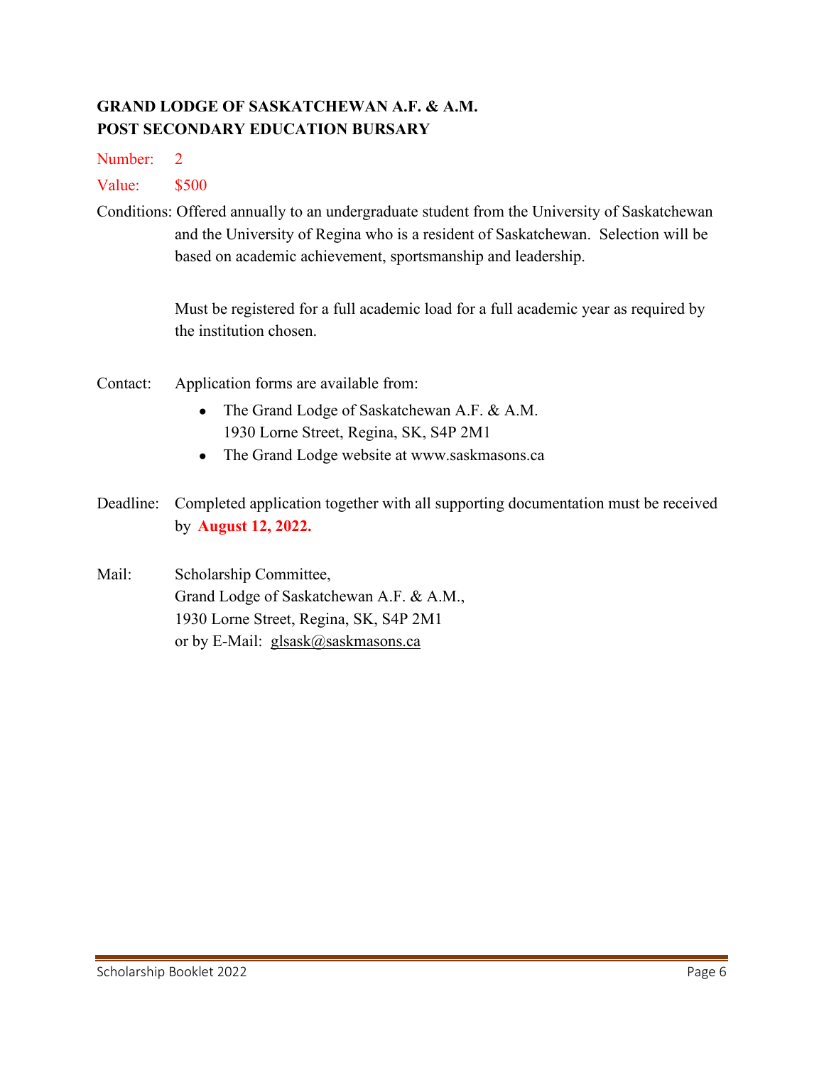## GRAND LODGE OF SASKATCHEWAN A.F. & A.M.
## POST SECONDARY EDUCATION BURSARY

Number: 2

Value: $500

Conditions: Offered annually to an undergraduate student from the University of Saskatchewan and the University of Regina who is a resident of Saskatchewan. Selection will be based on academic achievement, sportsmanship and leadership.

Must be registered for a full academic load for a full academic year as required by the institution chosen.

Contact: Application forms are available from:

- The Grand Lodge of Saskatchewan A.F. & A.M.
  1930 Lorne Street, Regina, SK, S4P 2M1
- The Grand Lodge website at www.saskmasons.ca

Deadline: Completed application together with all supporting documentation must be received by **August 12, 2022.**

Mail: Scholarship Committee,
Grand Lodge of Saskatchewan A.F. & A.M.,
1930 Lorne Street, Regina, SK, S4P 2M1
or by E-Mail: glsask@saskmasons.ca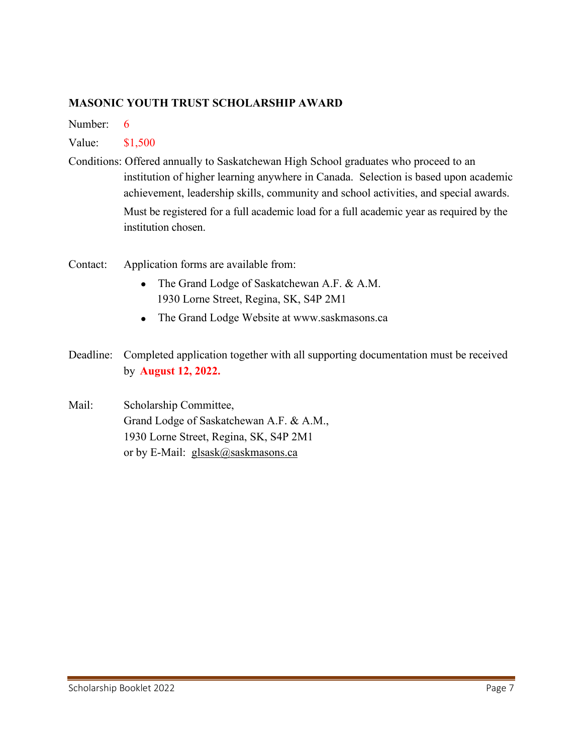**MASONIC YOUTH TRUST SCHOLARSHIP AWARD**

Number: 6

Value: $1,500

Conditions: Offered annually to Saskatchewan High School graduates who proceed to an institution of higher learning anywhere in Canada. Selection is based upon academic achievement, leadership skills, community and school activities, and special awards. Must be registered for a full academic load for a full academic year as required by the institution chosen.

Contact: Application forms are available from:

- The Grand Lodge of Saskatchewan A.F. & A.M.
  1930 Lorne Street, Regina, SK, S4P 2M1
- The Grand Lodge Website at www.saskmasons.ca

Deadline: Completed application together with all supporting documentation must be received by **August 12, 2022.**

Mail: Scholarship Committee,
Grand Lodge of Saskatchewan A.F. & A.M.,
1930 Lorne Street, Regina, SK, S4P 2M1
or by E-Mail: glsask@saskmasons.ca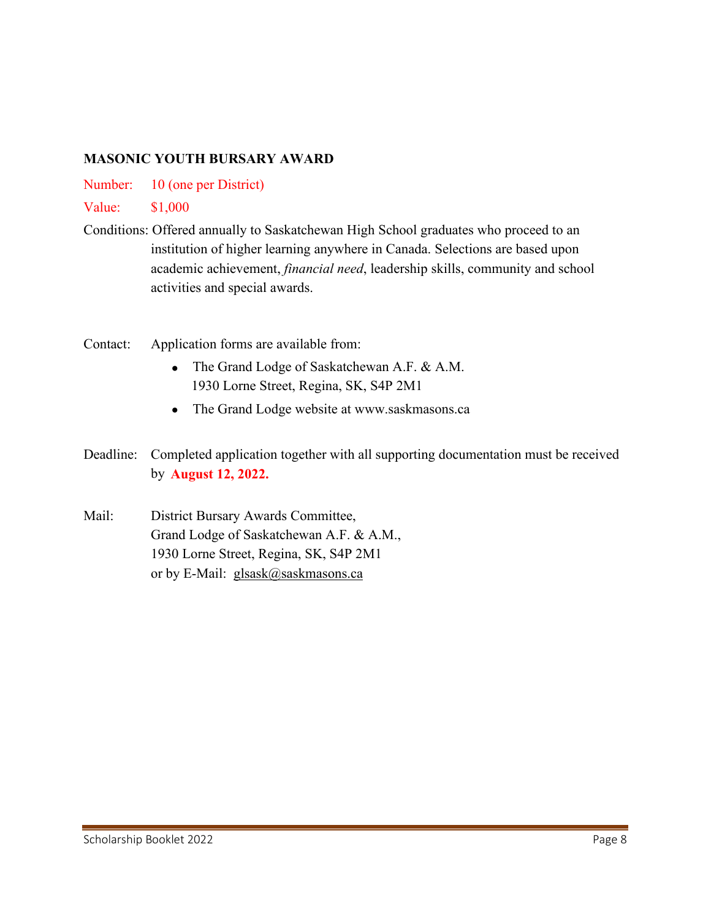**MASONIC YOUTH BURSARY AWARD**

Number: 10 (one per District)

Value: $1,000

Conditions: Offered annually to Saskatchewan High School graduates who proceed to an institution of higher learning anywhere in Canada. Selections are based upon academic achievement, *financial need*, leadership skills, community and school activities and special awards.

Contact: Application forms are available from:

- The Grand Lodge of Saskatchewan A.F. & A.M.
  1930 Lorne Street, Regina, SK, S4P 2M1
- The Grand Lodge website at www.saskmasons.ca

Deadline: Completed application together with all supporting documentation must be received by **August 12, 2022.**

Mail: District Bursary Awards Committee,
Grand Lodge of Saskatchewan A.F. & A.M.,
1930 Lorne Street, Regina, SK, S4P 2M1
or by E-Mail: glsask@saskmasons.ca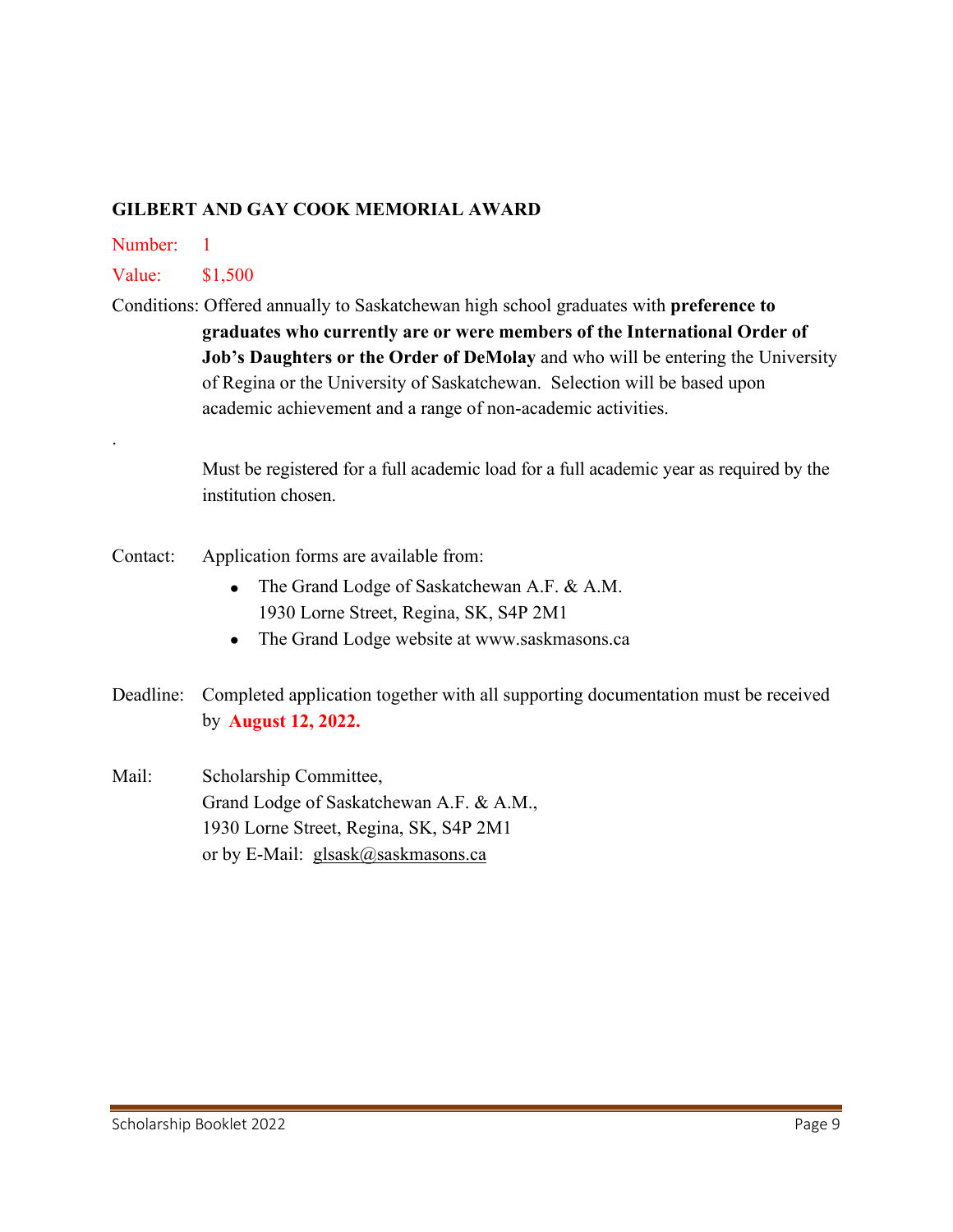## GILBERT AND GAY COOK MEMORIAL AWARD

Number: 1

Value: $1,500

Conditions: Offered annually to Saskatchewan high school graduates with **preference to graduates who currently are or were members of the International Order of Job's Daughters or the Order of DeMolay** and who will be entering the University of Regina or the University of Saskatchewan. Selection will be based upon academic achievement and a range of non-academic activities.

.

Must be registered for a full academic load for a full academic year as required by the institution chosen.

Contact: Application forms are available from:

- The Grand Lodge of Saskatchewan A.F. & A.M.
  1930 Lorne Street, Regina, SK, S4P 2M1
- The Grand Lodge website at www.saskmasons.ca

Deadline: Completed application together with all supporting documentation must be received by **August 12, 2022.**

Mail: Scholarship Committee,
Grand Lodge of Saskatchewan A.F. & A.M.,
1930 Lorne Street, Regina, SK, S4P 2M1
or by E-Mail: glsask@saskmasons.ca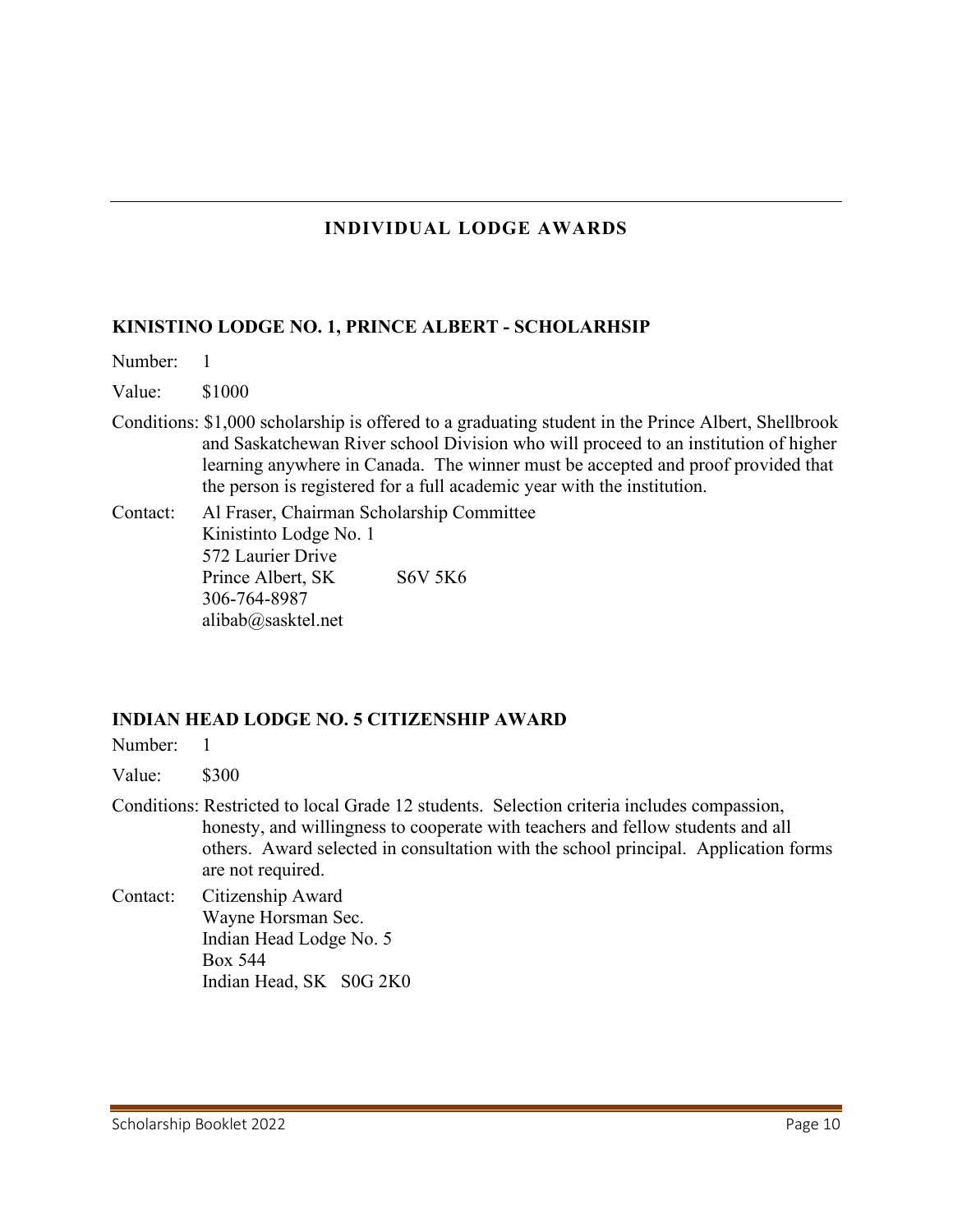## INDIVIDUAL LODGE AWARDS

### KINISTINO LODGE NO. 1, PRINCE ALBERT - SCHOLARHSIP

Number: 1

Value: $1000

Conditions: $1,000 scholarship is offered to a graduating student in the Prince Albert, Shellbrook and Saskatchewan River school Division who will proceed to an institution of higher learning anywhere in Canada. The winner must be accepted and proof provided that the person is registered for a full academic year with the institution.

Contact: Al Fraser, Chairman Scholarship Committee
Kinistinto Lodge No. 1
572 Laurier Drive
Prince Albert, SK S6V 5K6
306-764-8987
alibab@sasktel.net

### INDIAN HEAD LODGE NO. 5 CITIZENSHIP AWARD

Number: 1

Value: $300

Conditions: Restricted to local Grade 12 students. Selection criteria includes compassion, honesty, and willingness to cooperate with teachers and fellow students and all others. Award selected in consultation with the school principal. Application forms are not required.

Contact: Citizenship Award
Wayne Horsman Sec.
Indian Head Lodge No. 5
Box 544
Indian Head, SK S0G 2K0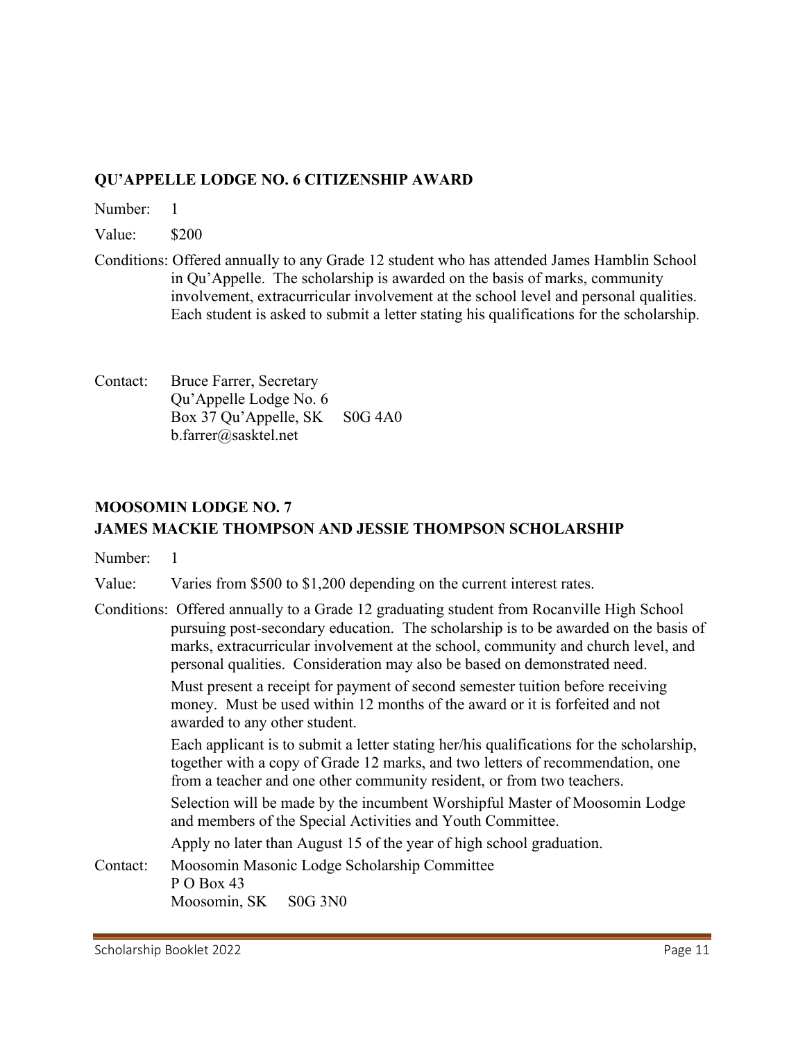## QU'APPELLE LODGE NO. 6 CITIZENSHIP AWARD

Number: 1

Value: $200

Conditions: Offered annually to any Grade 12 student who has attended James Hamblin School in Qu'Appelle. The scholarship is awarded on the basis of marks, community involvement, extracurricular involvement at the school level and personal qualities. Each student is asked to submit a letter stating his qualifications for the scholarship.

Contact: Bruce Farrer, Secretary
Qu'Appelle Lodge No. 6
Box 37 Qu'Appelle, SK S0G 4A0
b.farrer@sasktel.net

## MOOSOMIN LODGE NO. 7
## JAMES MACKIE THOMPSON AND JESSIE THOMPSON SCHOLARSHIP

Number: 1

Value: Varies from $500 to $1,200 depending on the current interest rates.

Conditions: Offered annually to a Grade 12 graduating student from Rocanville High School pursuing post-secondary education. The scholarship is to be awarded on the basis of marks, extracurricular involvement at the school, community and church level, and personal qualities. Consideration may also be based on demonstrated need.

Must present a receipt for payment of second semester tuition before receiving money. Must be used within 12 months of the award or it is forfeited and not awarded to any other student.

Each applicant is to submit a letter stating her/his qualifications for the scholarship, together with a copy of Grade 12 marks, and two letters of recommendation, one from a teacher and one other community resident, or from two teachers.

Selection will be made by the incumbent Worshipful Master of Moosomin Lodge and members of the Special Activities and Youth Committee.

Apply no later than August 15 of the year of high school graduation.

Contact: Moosomin Masonic Lodge Scholarship Committee
P O Box 43
Moosomin, SK S0G 3N0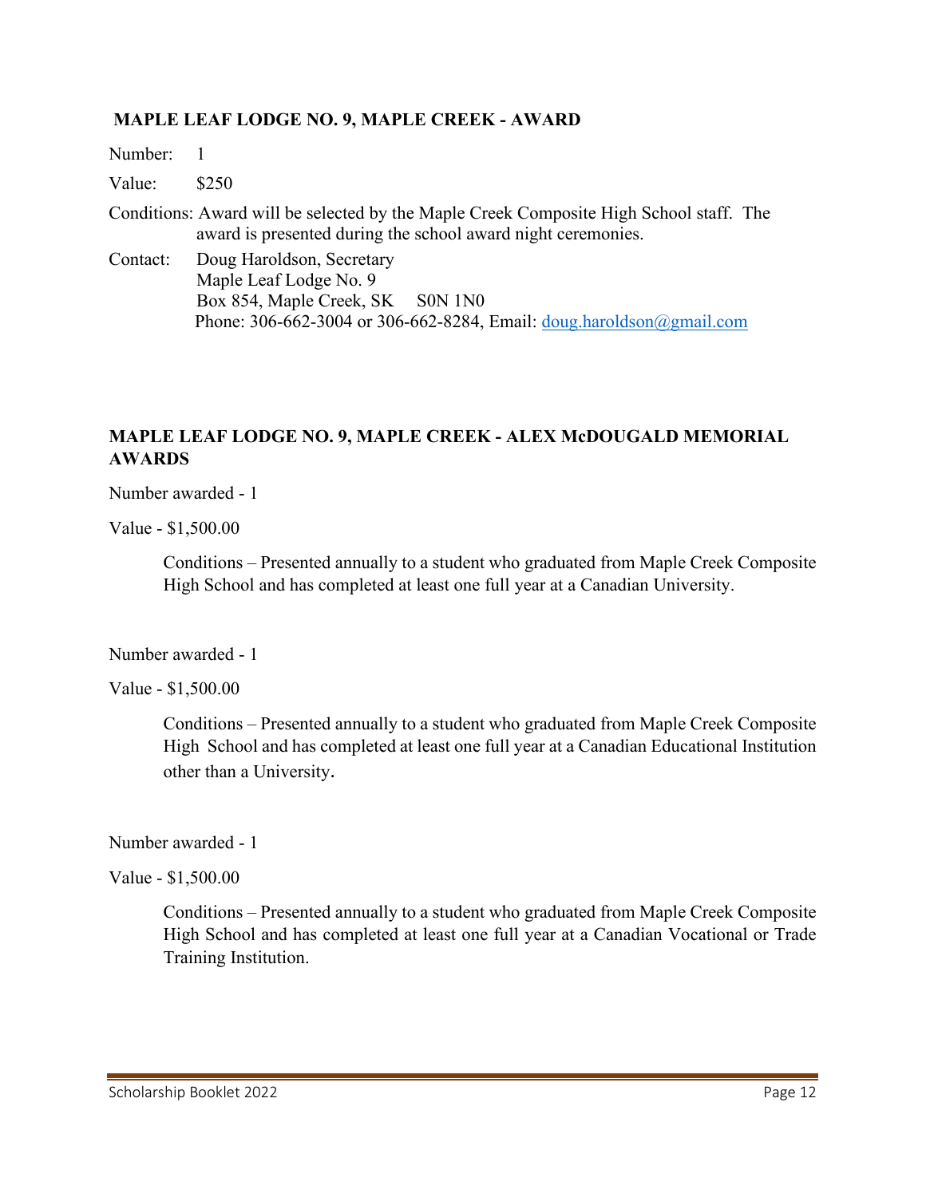### MAPLE LEAF LODGE NO. 9, MAPLE CREEK - AWARD

Number: 1

Value: $250

Conditions: Award will be selected by the Maple Creek Composite High School staff. The award is presented during the school award night ceremonies.

Contact: Doug Haroldson, Secretary
Maple Leaf Lodge No. 9
Box 854, Maple Creek, SK S0N 1N0
Phone: 306-662-3004 or 306-662-8284, Email: doug.haroldson@gmail.com

### MAPLE LEAF LODGE NO. 9, MAPLE CREEK - ALEX McDOUGALD MEMORIAL AWARDS

Number awarded - 1

Value - $1,500.00

Conditions – Presented annually to a student who graduated from Maple Creek Composite High School and has completed at least one full year at a Canadian University.

Number awarded - 1

Value - $1,500.00

Conditions – Presented annually to a student who graduated from Maple Creek Composite High School and has completed at least one full year at a Canadian Educational Institution other than a University.

Number awarded - 1

Value - $1,500.00

Conditions – Presented annually to a student who graduated from Maple Creek Composite High School and has completed at least one full year at a Canadian Vocational or Trade Training Institution.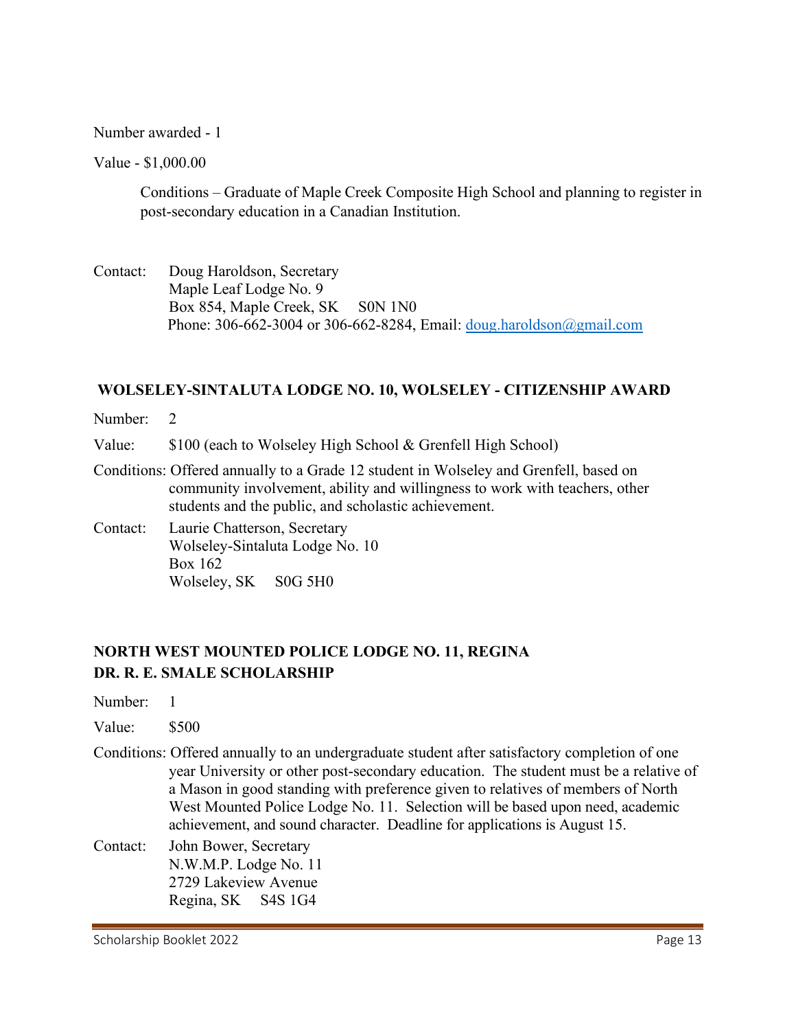Number awarded - 1

Value - $1,000.00

Conditions – Graduate of Maple Creek Composite High School and planning to register in post-secondary education in a Canadian Institution.

Contact: Doug Haroldson, Secretary
Maple Leaf Lodge No. 9
Box 854, Maple Creek, SK S0N 1N0
Phone: 306-662-3004 or 306-662-8284, Email: doug.haroldson@gmail.com

### WOLSELEY-SINTALUTA LODGE NO. 10, WOLSELEY - CITIZENSHIP AWARD

Number: 2

Value: $100 (each to Wolseley High School & Grenfell High School)

Conditions: Offered annually to a Grade 12 student in Wolseley and Grenfell, based on community involvement, ability and willingness to work with teachers, other students and the public, and scholastic achievement.

Contact: Laurie Chatterson, Secretary
Wolseley-Sintaluta Lodge No. 10
Box 162
Wolseley, SK S0G 5H0

### NORTH WEST MOUNTED POLICE LODGE NO. 11, REGINA
### DR. R. E. SMALE SCHOLARSHIP

Number: 1

Value: $500

Conditions: Offered annually to an undergraduate student after satisfactory completion of one year University or other post-secondary education. The student must be a relative of a Mason in good standing with preference given to relatives of members of North West Mounted Police Lodge No. 11. Selection will be based upon need, academic achievement, and sound character. Deadline for applications is August 15.

Contact: John Bower, Secretary
N.W.M.P. Lodge No. 11
2729 Lakeview Avenue
Regina, SK S4S 1G4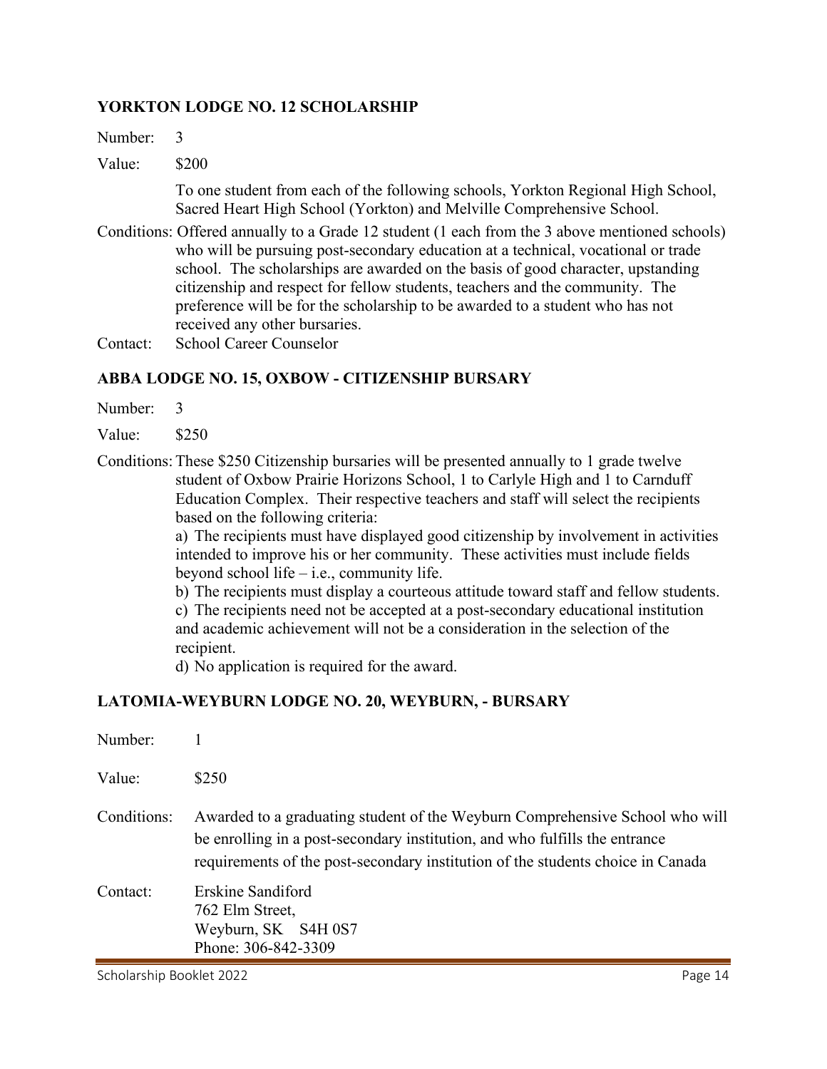## YORKTON LODGE NO. 12 SCHOLARSHIP

Number: 3

Value: $200

To one student from each of the following schools, Yorkton Regional High School, Sacred Heart High School (Yorkton) and Melville Comprehensive School.

Conditions: Offered annually to a Grade 12 student (1 each from the 3 above mentioned schools) who will be pursuing post-secondary education at a technical, vocational or trade school. The scholarships are awarded on the basis of good character, upstanding citizenship and respect for fellow students, teachers and the community. The preference will be for the scholarship to be awarded to a student who has not received any other bursaries.

Contact: School Career Counselor

## ABBA LODGE NO. 15, OXBOW - CITIZENSHIP BURSARY

Number: 3

Value: $250

Conditions: These $250 Citizenship bursaries will be presented annually to 1 grade twelve student of Oxbow Prairie Horizons School, 1 to Carlyle High and 1 to Carnduff Education Complex. Their respective teachers and staff will select the recipients based on the following criteria:

a) The recipients must have displayed good citizenship by involvement in activities intended to improve his or her community. These activities must include fields beyond school life – i.e., community life.

b) The recipients must display a courteous attitude toward staff and fellow students.

c) The recipients need not be accepted at a post-secondary educational institution and academic achievement will not be a consideration in the selection of the recipient.

d) No application is required for the award.

## LATOMIA-WEYBURN LODGE NO. 20, WEYBURN, - BURSARY

Number: 1

Value: $250

Conditions: Awarded to a graduating student of the Weyburn Comprehensive School who will be enrolling in a post-secondary institution, and who fulfills the entrance requirements of the post-secondary institution of the students choice in Canada

Contact: Erskine Sandiford
762 Elm Street,
Weyburn, SK S4H 0S7
Phone: 306-842-3309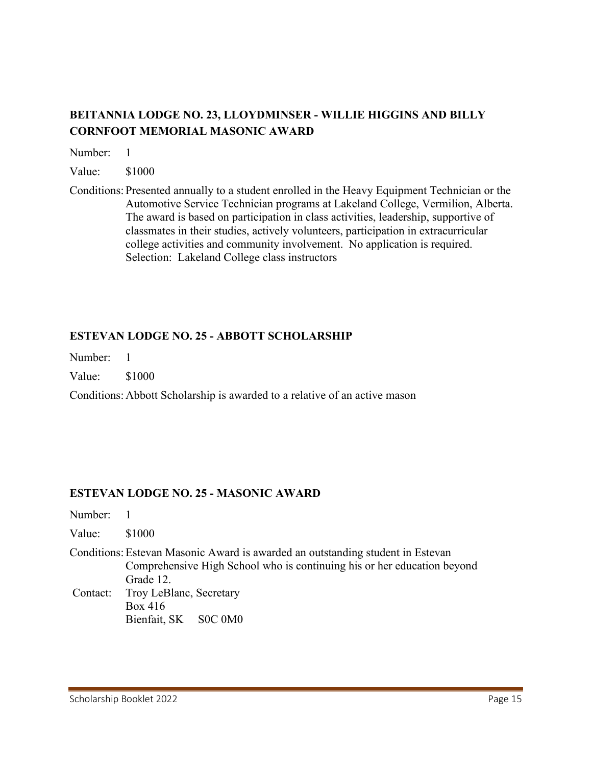### BEITANNIA LODGE NO. 23, LLOYDMINSER - WILLIE HIGGINS AND BILLY CORNFOOT MEMORIAL MASONIC AWARD

Number: 1

Value: $1000

Conditions: Presented annually to a student enrolled in the Heavy Equipment Technician or the Automotive Service Technician programs at Lakeland College, Vermilion, Alberta. The award is based on participation in class activities, leadership, supportive of classmates in their studies, actively volunteers, participation in extracurricular college activities and community involvement. No application is required. Selection: Lakeland College class instructors

### ESTEVAN LODGE NO. 25 - ABBOTT SCHOLARSHIP

Number: 1

Value: $1000

Conditions: Abbott Scholarship is awarded to a relative of an active mason

### ESTEVAN LODGE NO. 25 - MASONIC AWARD

Number: 1

Value: $1000

Conditions: Estevan Masonic Award is awarded an outstanding student in Estevan Comprehensive High School who is continuing his or her education beyond Grade 12.

Contact: Troy LeBlanc, Secretary
Box 416
Bienfait, SK S0C 0M0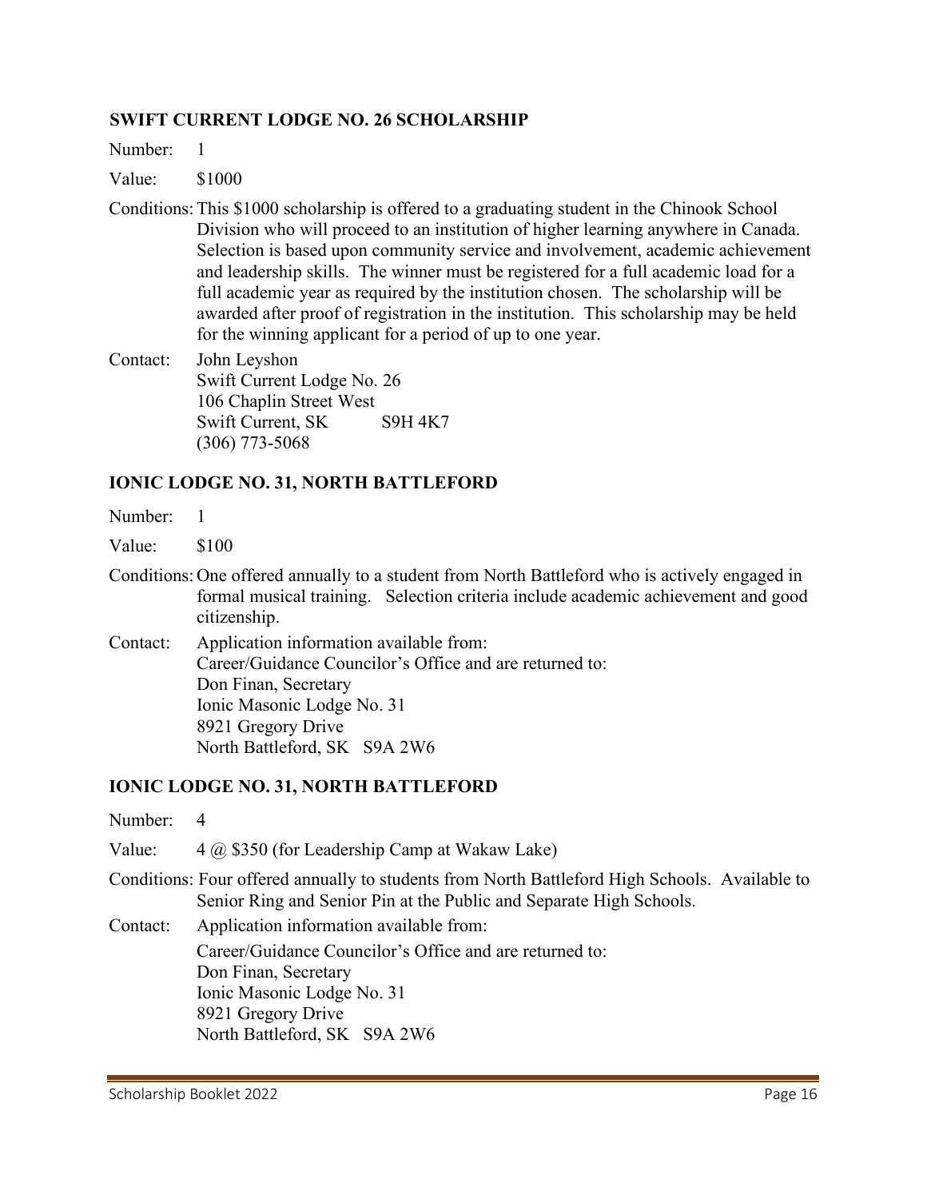### SWIFT CURRENT LODGE NO. 26 SCHOLARSHIP

Number: 1

Value: $1000

Conditions: This $1000 scholarship is offered to a graduating student in the Chinook School Division who will proceed to an institution of higher learning anywhere in Canada. Selection is based upon community service and involvement, academic achievement and leadership skills. The winner must be registered for a full academic load for a full academic year as required by the institution chosen. The scholarship will be awarded after proof of registration in the institution. This scholarship may be held for the winning applicant for a period of up to one year.

Contact: John Leyshon
Swift Current Lodge No. 26
106 Chaplin Street West
Swift Current, SK S9H 4K7
(306) 773-5068

### IONIC LODGE NO. 31, NORTH BATTLEFORD

Number: 1

Value: $100

Conditions: One offered annually to a student from North Battleford who is actively engaged in formal musical training. Selection criteria include academic achievement and good citizenship.

Contact: Application information available from:
Career/Guidance Councilor's Office and are returned to:
Don Finan, Secretary
Ionic Masonic Lodge No. 31
8921 Gregory Drive
North Battleford, SK S9A 2W6

### IONIC LODGE NO. 31, NORTH BATTLEFORD

Number: 4

Value: 4 @ $350 (for Leadership Camp at Wakaw Lake)

Conditions: Four offered annually to students from North Battleford High Schools. Available to Senior Ring and Senior Pin at the Public and Separate High Schools.

Contact: Application information available from:
Career/Guidance Councilor's Office and are returned to:
Don Finan, Secretary
Ionic Masonic Lodge No. 31
8921 Gregory Drive
North Battleford, SK S9A 2W6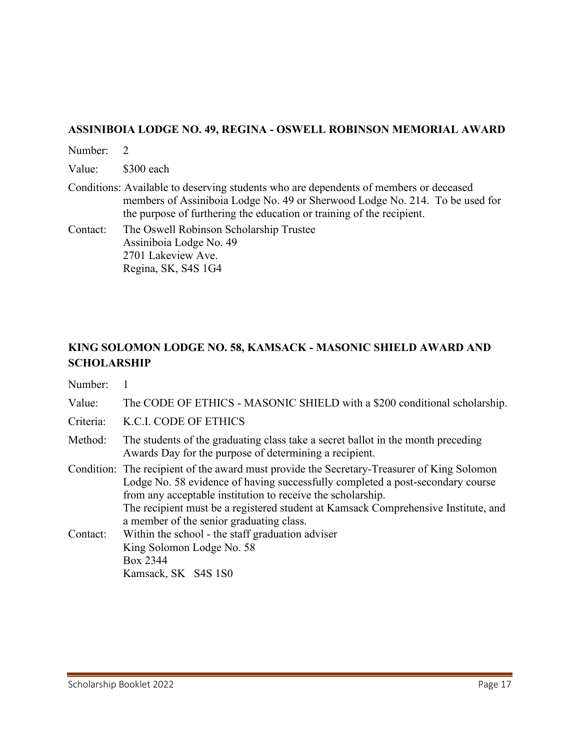### ASSINIBOIA LODGE NO. 49, REGINA - OSWELL ROBINSON MEMORIAL AWARD

Number: 2

Value: $300 each

Conditions: Available to deserving students who are dependents of members or deceased members of Assiniboia Lodge No. 49 or Sherwood Lodge No. 214. To be used for the purpose of furthering the education or training of the recipient.

Contact: The Oswell Robinson Scholarship Trustee
Assiniboia Lodge No. 49
2701 Lakeview Ave.
Regina, SK, S4S 1G4

### KING SOLOMON LODGE NO. 58, KAMSACK - MASONIC SHIELD AWARD AND SCHOLARSHIP

Number: 1

Value: The CODE OF ETHICS - MASONIC SHIELD with a $200 conditional scholarship.

Criteria: K.C.I. CODE OF ETHICS

Method: The students of the graduating class take a secret ballot in the month preceding Awards Day for the purpose of determining a recipient.

Condition: The recipient of the award must provide the Secretary-Treasurer of King Solomon Lodge No. 58 evidence of having successfully completed a post-secondary course from any acceptable institution to receive the scholarship.
The recipient must be a registered student at Kamsack Comprehensive Institute, and a member of the senior graduating class.

Contact: Within the school - the staff graduation adviser
King Solomon Lodge No. 58
Box 2344
Kamsack, SK S4S 1S0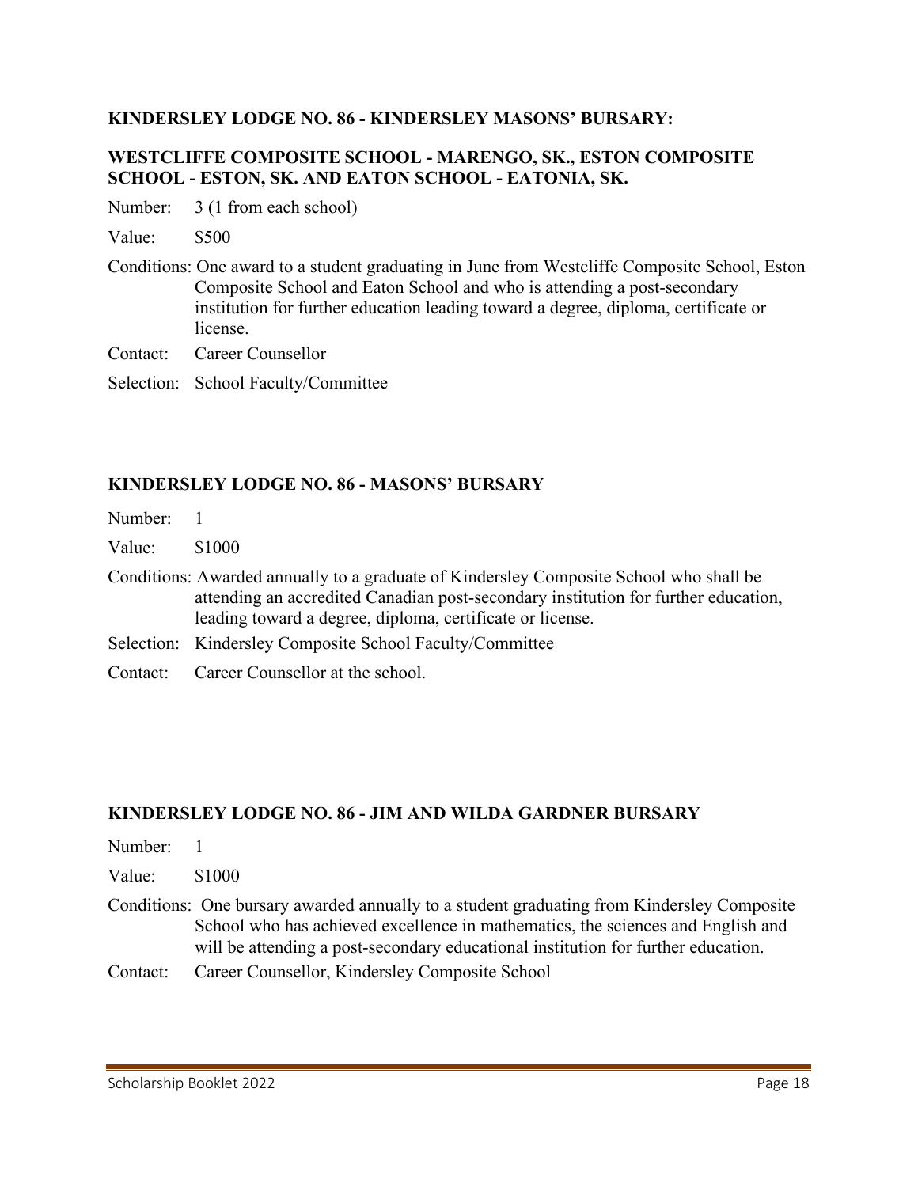**KINDERSLEY LODGE NO. 86 - KINDERSLEY MASONS' BURSARY:**

**WESTCLIFFE COMPOSITE SCHOOL - MARENGO, SK., ESTON COMPOSITE SCHOOL - ESTON, SK. AND EATON SCHOOL - EATONIA, SK.**

Number: 3 (1 from each school)

Value: $500

Conditions: One award to a student graduating in June from Westcliffe Composite School, Eston Composite School and Eaton School and who is attending a post-secondary institution for further education leading toward a degree, diploma, certificate or license.

Contact: Career Counsellor

Selection: School Faculty/Committee

**KINDERSLEY LODGE NO. 86 - MASONS' BURSARY**

Number: 1

Value: $1000

Conditions: Awarded annually to a graduate of Kindersley Composite School who shall be attending an accredited Canadian post-secondary institution for further education, leading toward a degree, diploma, certificate or license.

Selection: Kindersley Composite School Faculty/Committee

Contact: Career Counsellor at the school.

**KINDERSLEY LODGE NO. 86 - JIM AND WILDA GARDNER BURSARY**

Number: 1

Value: $1000

Conditions: One bursary awarded annually to a student graduating from Kindersley Composite School who has achieved excellence in mathematics, the sciences and English and will be attending a post-secondary educational institution for further education.

Contact: Career Counsellor, Kindersley Composite School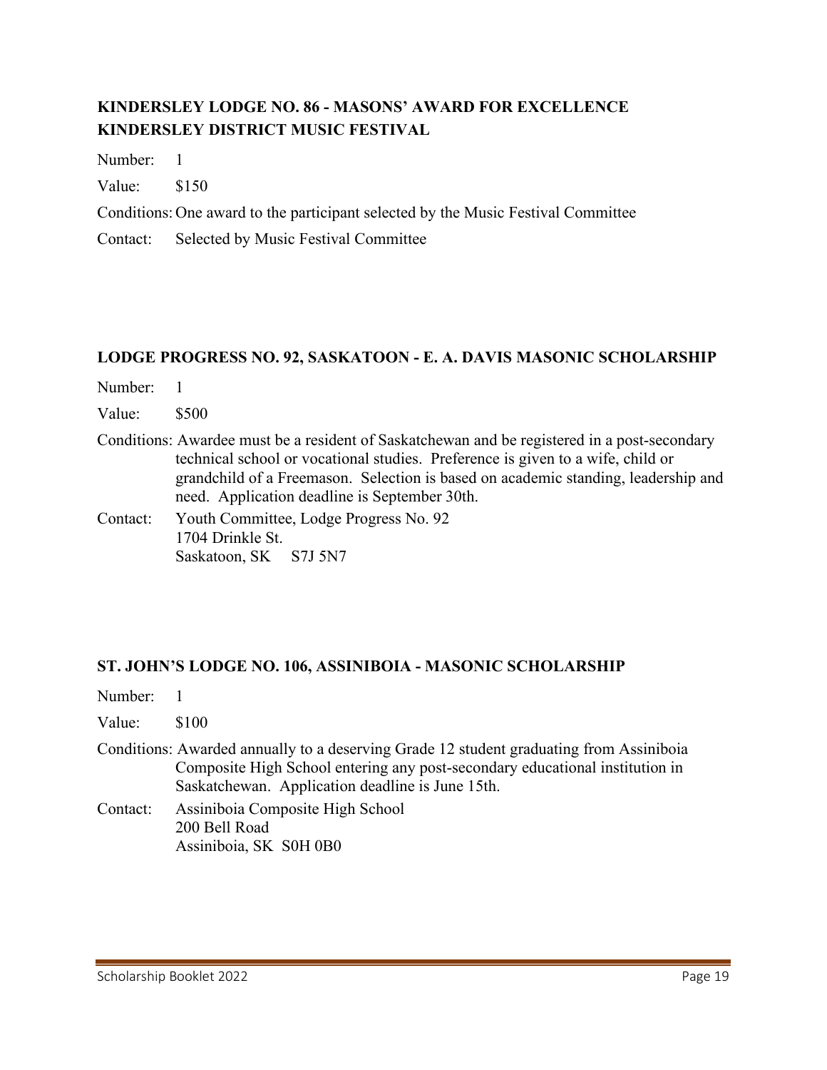### KINDERSLEY LODGE NO. 86 - MASONS' AWARD FOR EXCELLENCE KINDERSLEY DISTRICT MUSIC FESTIVAL

Number: 1

Value: $150

Conditions: One award to the participant selected by the Music Festival Committee

Contact: Selected by Music Festival Committee

### LODGE PROGRESS NO. 92, SASKATOON - E. A. DAVIS MASONIC SCHOLARSHIP

Number: 1

Value: $500

Conditions: Awardee must be a resident of Saskatchewan and be registered in a post-secondary technical school or vocational studies. Preference is given to a wife, child or grandchild of a Freemason. Selection is based on academic standing, leadership and need. Application deadline is September 30th.

Contact: Youth Committee, Lodge Progress No. 92
1704 Drinkle St.
Saskatoon, SK S7J 5N7

### ST. JOHN'S LODGE NO. 106, ASSINIBOIA - MASONIC SCHOLARSHIP

Number: 1

Value: $100

Conditions: Awarded annually to a deserving Grade 12 student graduating from Assiniboia Composite High School entering any post-secondary educational institution in Saskatchewan. Application deadline is June 15th.

Contact: Assiniboia Composite High School
200 Bell Road
Assiniboia, SK S0H 0B0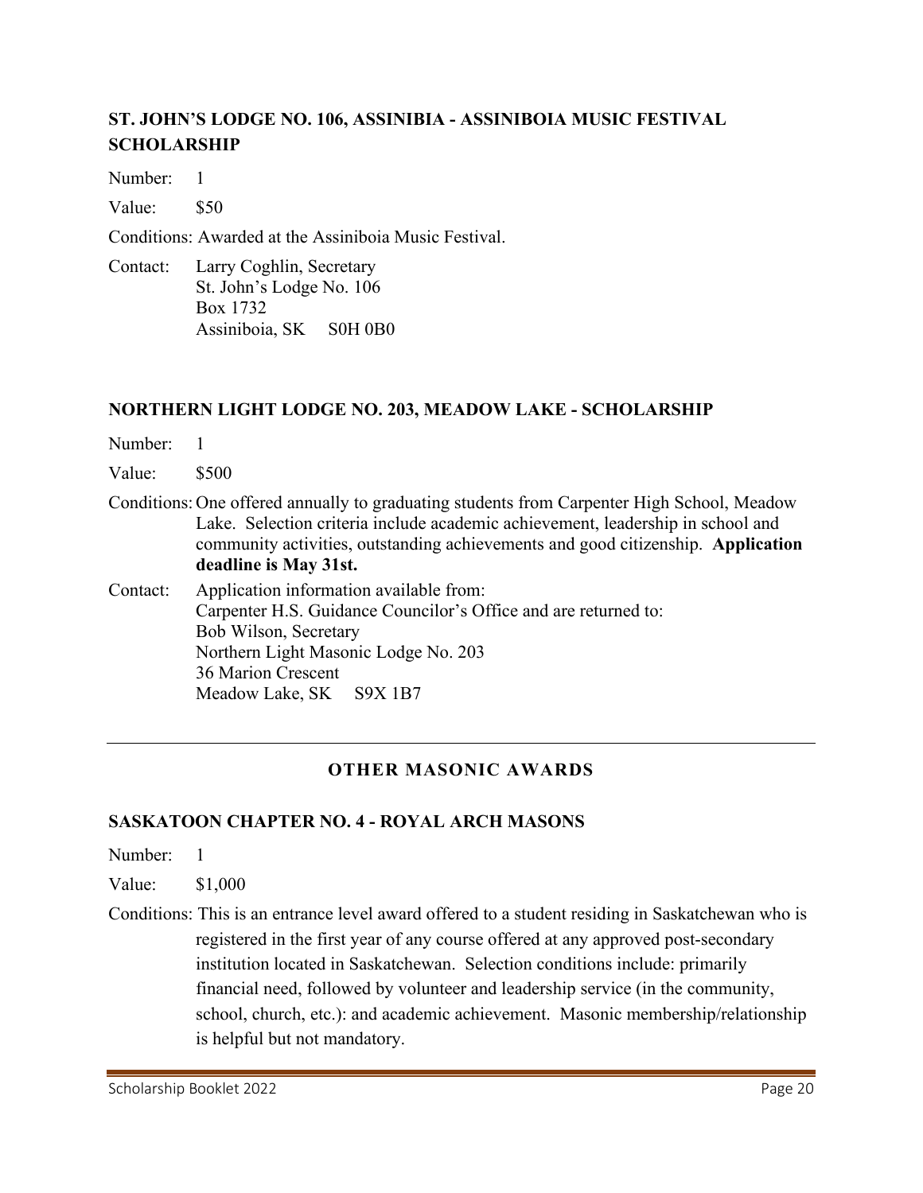### ST. JOHN'S LODGE NO. 106, ASSINIBIA - ASSINIBOIA MUSIC FESTIVAL SCHOLARSHIP

Number: 1

Value: $50

Conditions: Awarded at the Assiniboia Music Festival.

Contact: Larry Coghlin, Secretary
St. John's Lodge No. 106
Box 1732
Assiniboia, SK S0H 0B0

### NORTHERN LIGHT LODGE NO. 203, MEADOW LAKE - SCHOLARSHIP

Number: 1

Value: $500

Conditions: One offered annually to graduating students from Carpenter High School, Meadow Lake. Selection criteria include academic achievement, leadership in school and community activities, outstanding achievements and good citizenship. **Application deadline is May 31st.**

Contact: Application information available from:
Carpenter H.S. Guidance Councilor's Office and are returned to:
Bob Wilson, Secretary
Northern Light Masonic Lodge No. 203
36 Marion Crescent
Meadow Lake, SK S9X 1B7

---

## OTHER MASONIC AWARDS

### SASKATOON CHAPTER NO. 4 - ROYAL ARCH MASONS

Number: 1

Value: $1,000

Conditions: This is an entrance level award offered to a student residing in Saskatchewan who is registered in the first year of any course offered at any approved post-secondary institution located in Saskatchewan. Selection conditions include: primarily financial need, followed by volunteer and leadership service (in the community, school, church, etc.): and academic achievement. Masonic membership/relationship is helpful but not mandatory.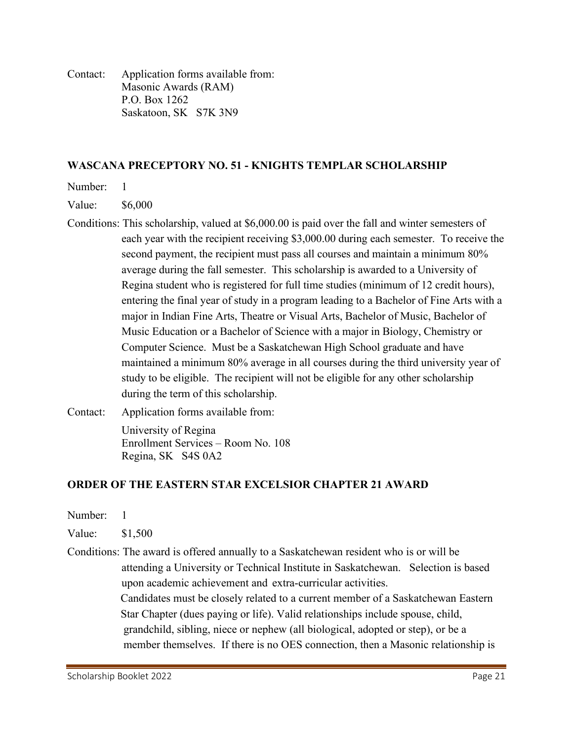Contact: Application forms available from:
Masonic Awards (RAM)
P.O. Box 1262
Saskatoon, SK S7K 3N9

## WASCANA PRECEPTORY NO. 51 - KNIGHTS TEMPLAR SCHOLARSHIP

Number: 1

Value: $6,000

Conditions: This scholarship, valued at $6,000.00 is paid over the fall and winter semesters of each year with the recipient receiving $3,000.00 during each semester. To receive the second payment, the recipient must pass all courses and maintain a minimum 80% average during the fall semester. This scholarship is awarded to a University of Regina student who is registered for full time studies (minimum of 12 credit hours), entering the final year of study in a program leading to a Bachelor of Fine Arts with a major in Indian Fine Arts, Theatre or Visual Arts, Bachelor of Music, Bachelor of Music Education or a Bachelor of Science with a major in Biology, Chemistry or Computer Science. Must be a Saskatchewan High School graduate and have maintained a minimum 80% average in all courses during the third university year of study to be eligible. The recipient will not be eligible for any other scholarship during the term of this scholarship.

Contact: Application forms available from:

University of Regina
Enrollment Services – Room No. 108
Regina, SK S4S 0A2

## ORDER OF THE EASTERN STAR EXCELSIOR CHAPTER 21 AWARD

Number: 1

Value: $1,500

Conditions: The award is offered annually to a Saskatchewan resident who is or will be attending a University or Technical Institute in Saskatchewan. Selection is based upon academic achievement and extra-curricular activities.
Candidates must be closely related to a current member of a Saskatchewan Eastern Star Chapter (dues paying or life). Valid relationships include spouse, child, grandchild, sibling, niece or nephew (all biological, adopted or step), or be a member themselves. If there is no OES connection, then a Masonic relationship is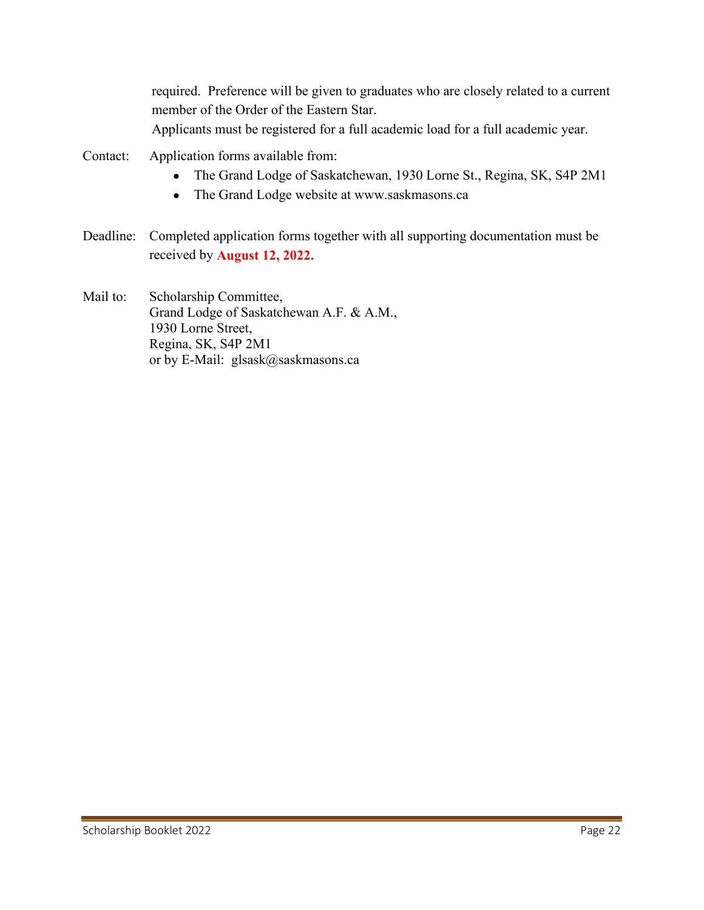required. Preference will be given to graduates who are closely related to a current member of the Order of the Eastern Star.

Applicants must be registered for a full academic load for a full academic year.

Contact: Application forms available from:

- The Grand Lodge of Saskatchewan, 1930 Lorne St., Regina, SK, S4P 2M1
- The Grand Lodge website at www.saskmasons.ca

Deadline: Completed application forms together with all supporting documentation must be received by **August 12, 2022.**

Mail to: Scholarship Committee,
Grand Lodge of Saskatchewan A.F. & A.M.,
1930 Lorne Street,
Regina, SK, S4P 2M1
or by E-Mail: glsask@saskmasons.ca